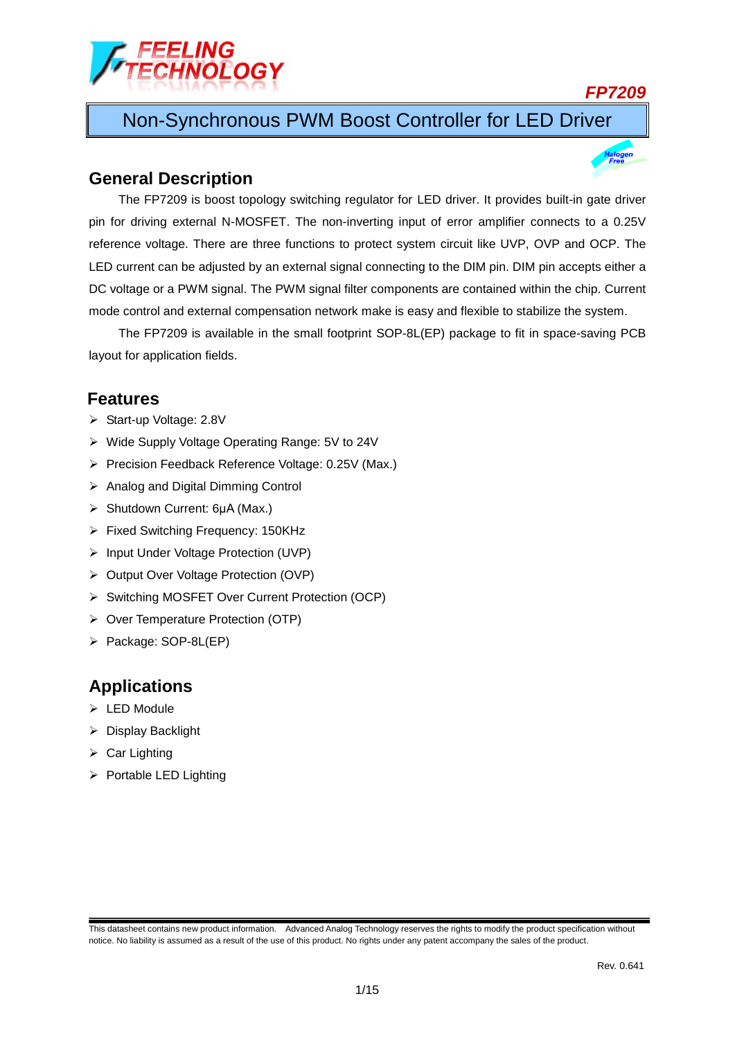FEELING TECHNOLOGY

FP7209

# Non-Synchronous PWM Boost Controller for LED Driver

## General Description

The FP7209 is boost topology switching regulator for LED driver. It provides built-in gate driver pin for driving external N-MOSFET. The non-inverting input of error amplifier connects to a 0.25V reference voltage. There are three functions to protect system circuit like UVP, OVP and OCP. The LED current can be adjusted by an external signal connecting to the DIM pin. DIM pin accepts either a DC voltage or a PWM signal. The PWM signal filter components are contained within the chip. Current mode control and external compensation network make is easy and flexible to stabilize the system.

The FP7209 is available in the small footprint SOP-8L(EP) package to fit in space-saving PCB layout for application fields.

## Features

- Start-up Voltage: 2.8V
- Wide Supply Voltage Operating Range: 5V to 24V
- Precision Feedback Reference Voltage: 0.25V (Max.)
- Analog and Digital Dimming Control
- Shutdown Current: 6μA (Max.)
- Fixed Switching Frequency: 150KHz
- Input Under Voltage Protection (UVP)
- Output Over Voltage Protection (OVP)
- Switching MOSFET Over Current Protection (OCP)
- Over Temperature Protection (OTP)
- Package: SOP-8L(EP)

## Applications

- LED Module
- Display Backlight
- Car Lighting
- Portable LED Lighting

This datasheet contains new product information. Advanced Analog Technology reserves the rights to modify the product specification without notice. No liability is assumed as a result of the use of this product. No rights under any patent accompany the sales of the product.

Rev. 0.641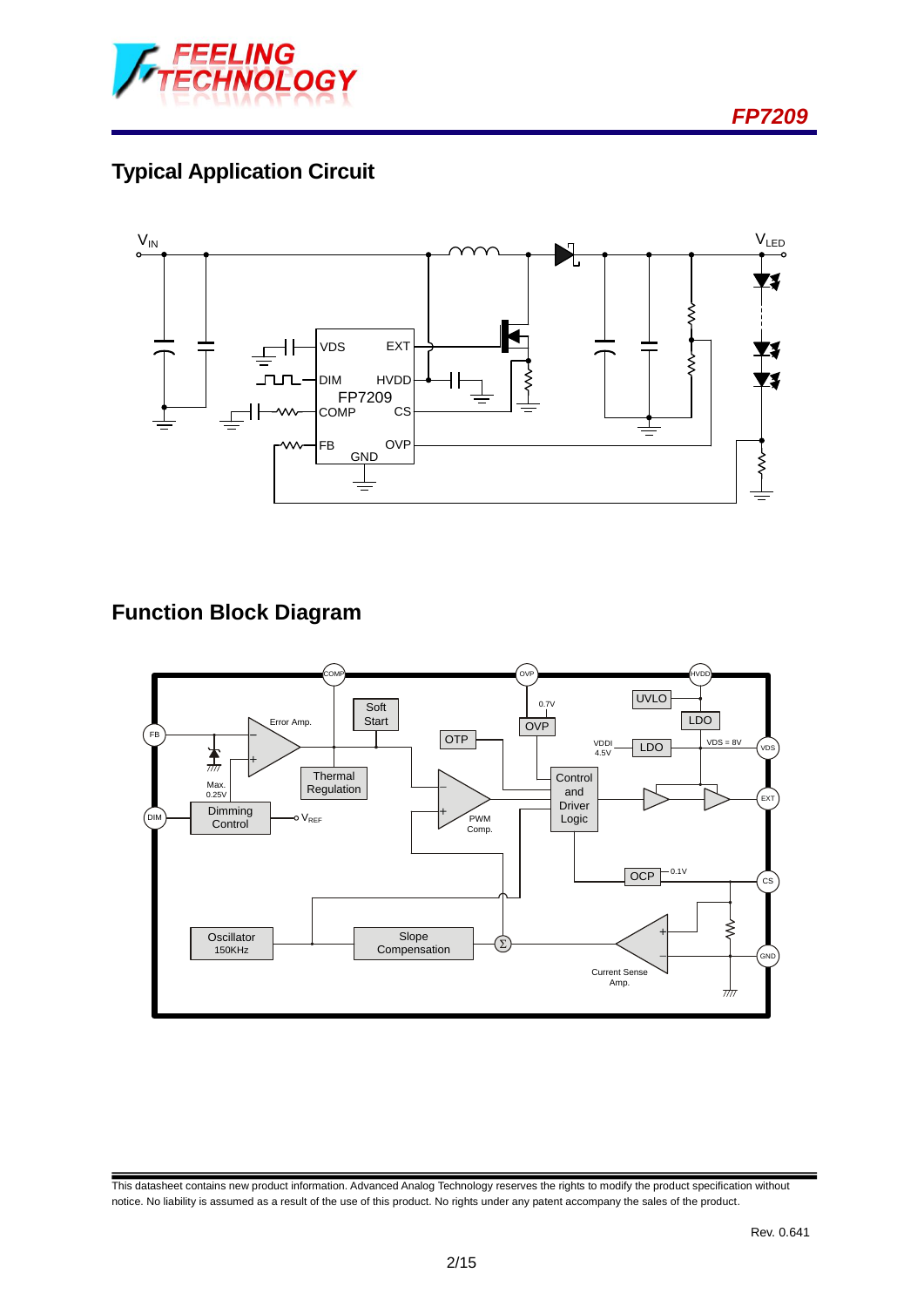## Typical Application Circuit

## Function Block Diagram

This datasheet contains new product information. Advanced Analog Technology reserves the rights to modify the product specification without notice. No liability is assumed as a result of the use of this product. No rights under any patent accompany the sales of the product.

Rev. 0.641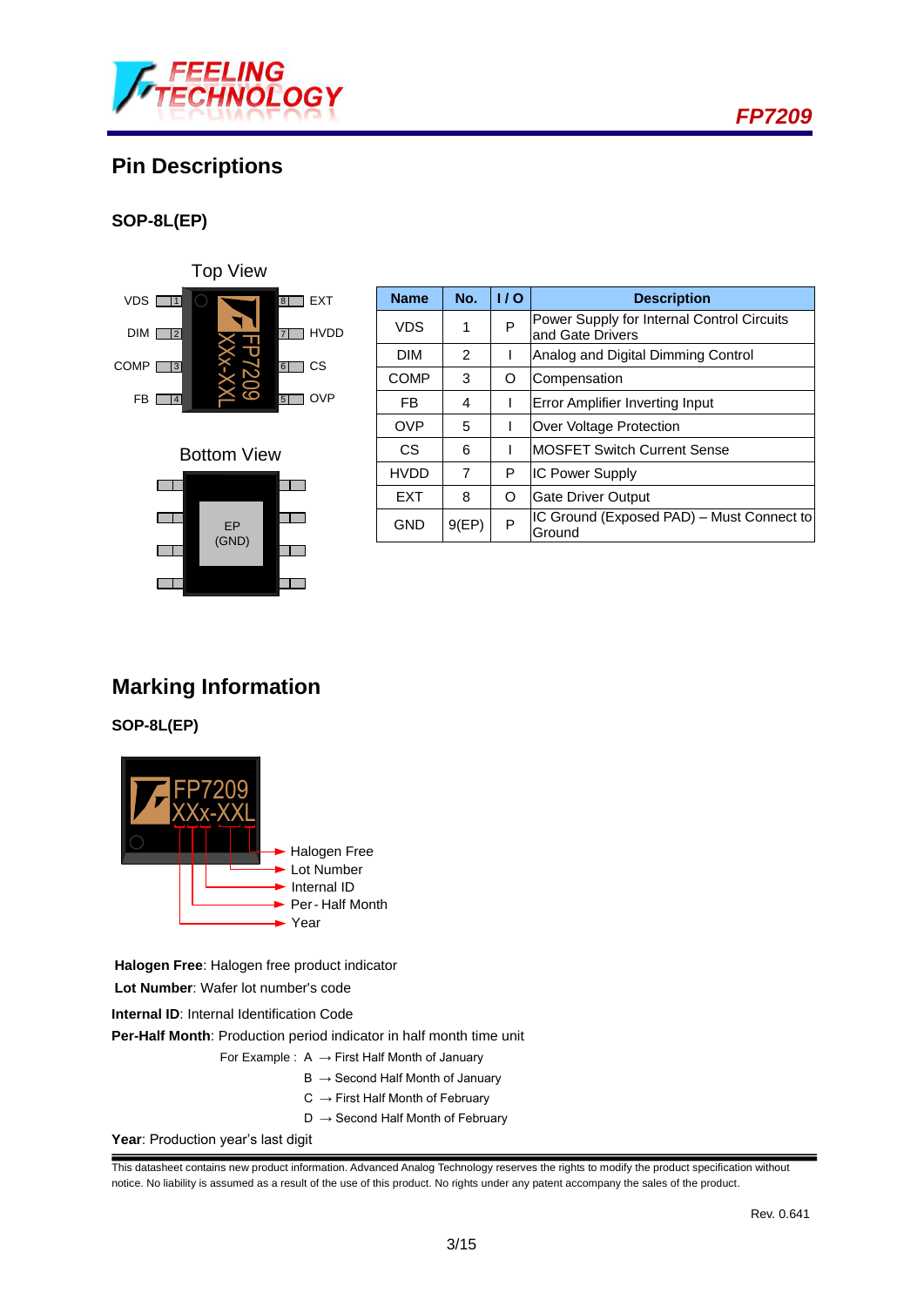## Pin Descriptions

### SOP-8L(EP)

| Name | No. | I / O | Description |
|---|---|---|---|
| VDS | 1 | P | Power Supply for Internal Control Circuits and Gate Drivers |
| DIM | 2 | I | Analog and Digital Dimming Control |
| COMP | 3 | O | Compensation |
| FB | 4 | I | Error Amplifier Inverting Input |
| OVP | 5 | I | Over Voltage Protection |
| CS | 6 | I | MOSFET Switch Current Sense |
| HVDD | 7 | P | IC Power Supply |
| EXT | 8 | O | Gate Driver Output |
| GND | 9(EP) | P | IC Ground (Exposed PAD) – Must Connect to Ground |

## Marking Information

### SOP-8L(EP)

**Halogen Free**: Halogen free product indicator

**Lot Number**: Wafer lot number's code

**Internal ID**: Internal Identification Code

**Per-Half Month**: Production period indicator in half month time unit

For Example : A → First Half Month of January
B → Second Half Month of January
C → First Half Month of February
D → Second Half Month of February

**Year**: Production year's last digit

This datasheet contains new product information. Advanced Analog Technology reserves the rights to modify the product specification without notice. No liability is assumed as a result of the use of this product. No rights under any patent accompany the sales of the product.

Rev. 0.641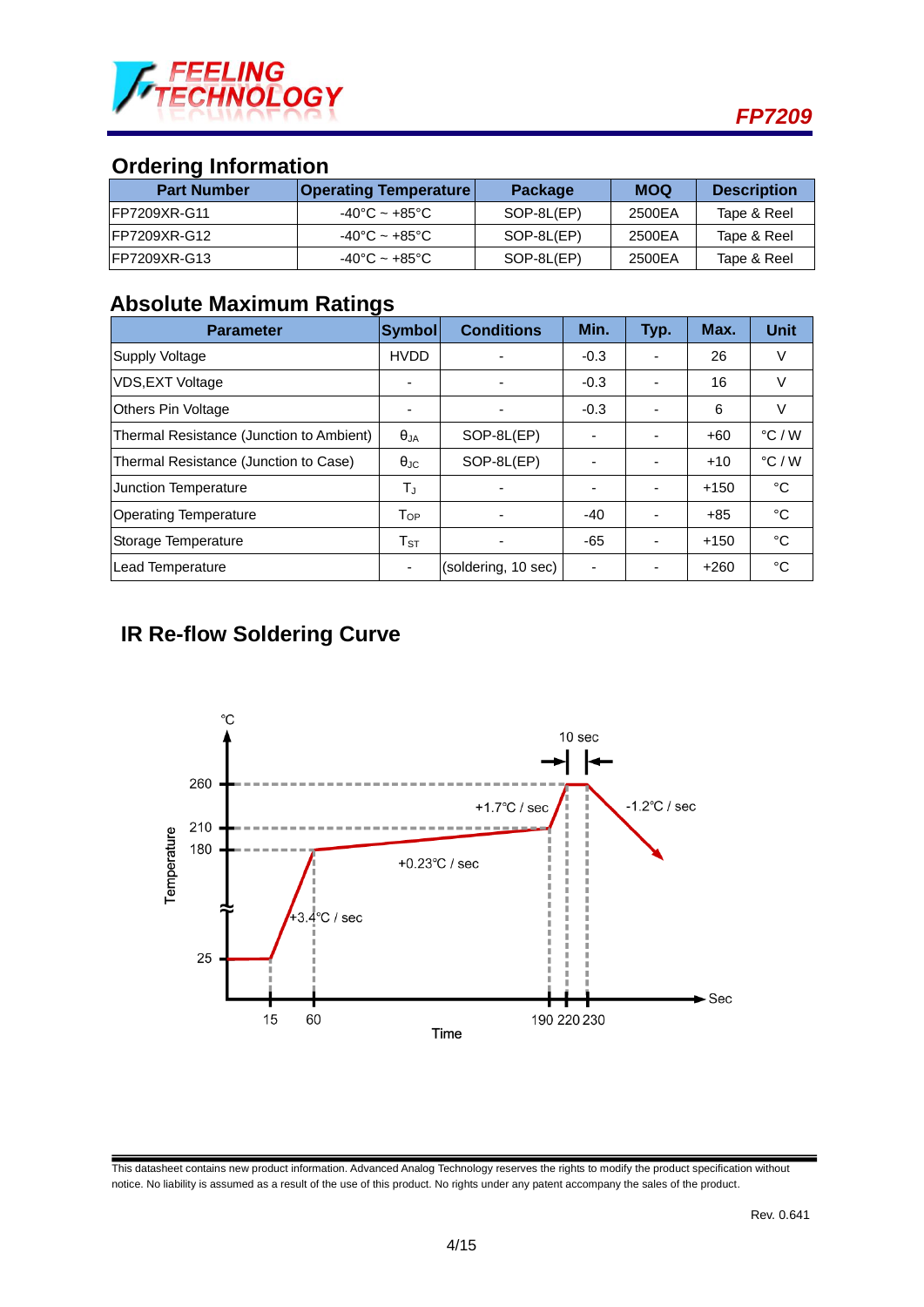## Ordering Information

| Part Number | Operating Temperature | Package | MOQ | Description |
|---|---|---|---|---|
| FP7209XR-G11 | -40°C ~ +85°C | SOP-8L(EP) | 2500EA | Tape & Reel |
| FP7209XR-G12 | -40°C ~ +85°C | SOP-8L(EP) | 2500EA | Tape & Reel |
| FP7209XR-G13 | -40°C ~ +85°C | SOP-8L(EP) | 2500EA | Tape & Reel |

## Absolute Maximum Ratings

| Parameter | Symbol | Conditions | Min. | Typ. | Max. | Unit |
|---|---|---|---|---|---|---|
| Supply Voltage | HVDD | - | -0.3 | - | 26 | V |
| VDS,EXT Voltage | - | - | -0.3 | - | 16 | V |
| Others Pin Voltage | - | - | -0.3 | - | 6 | V |
| Thermal Resistance (Junction to Ambient) | $\theta_{JA}$ | SOP-8L(EP) | - | - | +60 | °C / W |
| Thermal Resistance (Junction to Case) | $\theta_{JC}$ | SOP-8L(EP) | - | - | +10 | °C / W |
| Junction Temperature | $T_J$ | - | - | - | +150 | °C |
| Operating Temperature | $T_{OP}$ | - | -40 | - | +85 | °C |
| Storage Temperature | $T_{ST}$ | - | -65 | - | +150 | °C |
| Lead Temperature | - | (soldering, 10 sec) | - | - | +260 | °C |

## IR Re-flow Soldering Curve

This datasheet contains new product information. Advanced Analog Technology reserves the rights to modify the product specification without notice. No liability is assumed as a result of the use of this product. No rights under any patent accompany the sales of the product.

Rev. 0.641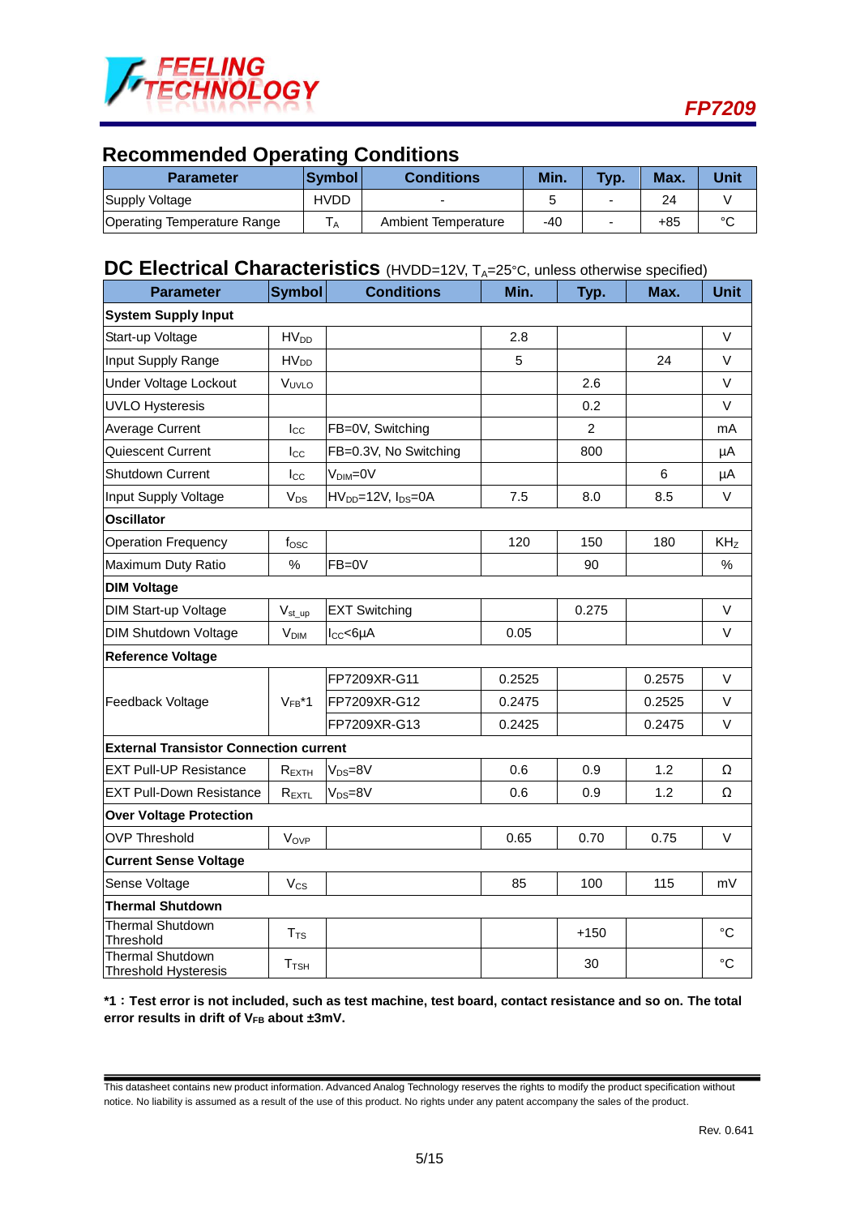## Recommended Operating Conditions

| Parameter | Symbol | Conditions | Min. | Typ. | Max. | Unit |
|---|---|---|---|---|---|---|
| Supply Voltage | HVDD | - | 5 | - | 24 | V |
| Operating Temperature Range | $T_A$ | Ambient Temperature | -40 | - | +85 | °C |

## DC Electrical Characteristics (HVDD=12V, $T_A$=25°C, unless otherwise specified)

| Parameter | Symbol | Conditions | Min. | Typ. | Max. | Unit |
|---|---|---|---|---|---|---|
| **System Supply Input** | | | | | | |
| Start-up Voltage | $HV_{DD}$ | | 2.8 | | | V |
| Input Supply Range | $HV_{DD}$ | | 5 | | 24 | V |
| Under Voltage Lockout | $V_{UVLO}$ | | | 2.6 | | V |
| UVLO Hysteresis | | | | 0.2 | | V |
| Average Current | $I_{CC}$ | FB=0V, Switching | | 2 | | mA |
| Quiescent Current | $I_{CC}$ | FB=0.3V, No Switching | | 800 | | μA |
| Shutdown Current | $I_{CC}$ | $V_{DIM}$=0V | | | 6 | μA |
| Input Supply Voltage | $V_{DS}$ | $HV_{DD}$=12V, $I_{DS}$=0A | 7.5 | 8.0 | 8.5 | V |
| **Oscillator** | | | | | | |
| Operation Frequency | $f_{OSC}$ | | 120 | 150 | 180 | KHz |
| Maximum Duty Ratio | % | FB=0V | | 90 | | % |
| **DIM Voltage** | | | | | | |
| DIM Start-up Voltage | $V_{st\_up}$ | EXT Switching | | 0.275 | | V |
| DIM Shutdown Voltage | $V_{DIM}$ | $I_{CC}$<6μA | 0.05 | | | V |
| **Reference Voltage** | | | | | | |
| Feedback Voltage | $V_{FB}$*1 | FP7209XR-G11 | 0.2525 | | 0.2575 | V |
| | | FP7209XR-G12 | 0.2475 | | 0.2525 | V |
| | | FP7209XR-G13 | 0.2425 | | 0.2475 | V |
| **External Transistor Connection current** | | | | | | |
| EXT Pull-UP Resistance | $R_{EXTH}$ | $V_{DS}$=8V | 0.6 | 0.9 | 1.2 | Ω |
| EXT Pull-Down Resistance | $R_{EXTL}$ | $V_{DS}$=8V | 0.6 | 0.9 | 1.2 | Ω |
| **Over Voltage Protection** | | | | | | |
| OVP Threshold | $V_{OVP}$ | | 0.65 | 0.70 | 0.75 | V |
| **Current Sense Voltage** | | | | | | |
| Sense Voltage | $V_{CS}$ | | 85 | 100 | 115 | mV |
| **Thermal Shutdown** | | | | | | |
| Thermal Shutdown Threshold | $T_{TS}$ | | | +150 | | °C |
| Thermal Shutdown Threshold Hysteresis | $T_{TSH}$ | | | 30 | | °C |

**\*1：Test error is not included, such as test machine, test board, contact resistance and so on. The total error results in drift of $V_{FB}$ about ±3mV.**

This datasheet contains new product information. Advanced Analog Technology reserves the rights to modify the product specification without notice. No liability is assumed as a result of the use of this product. No rights under any patent accompany the sales of the product.

Rev. 0.641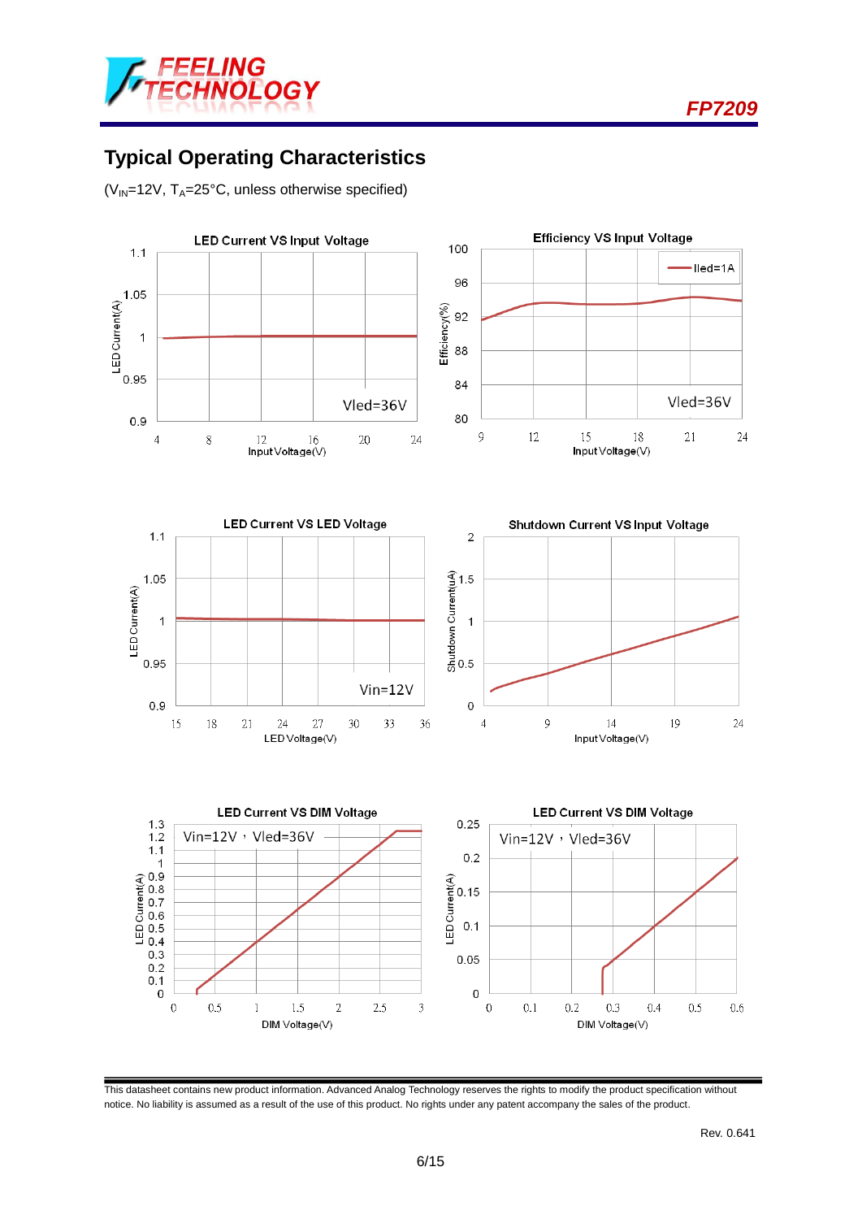## Typical Operating Characteristics

($V_{IN}$=12V, $T_A$=25°C, unless otherwise specified)

LED Current VS Input Voltage

Vled=36V

Efficiency VS Input Voltage

Iled=1A

Vled=36V

LED Current VS LED Voltage

Vin=12V

Shutdown Current VS Input Voltage

LED Current VS DIM Voltage

Vin=12V，Vled=36V

LED Current VS DIM Voltage

Vin=12V，Vled=36V

This datasheet contains new product information. Advanced Analog Technology reserves the rights to modify the product specification without notice. No liability is assumed as a result of the use of this product. No rights under any patent accompany the sales of the product.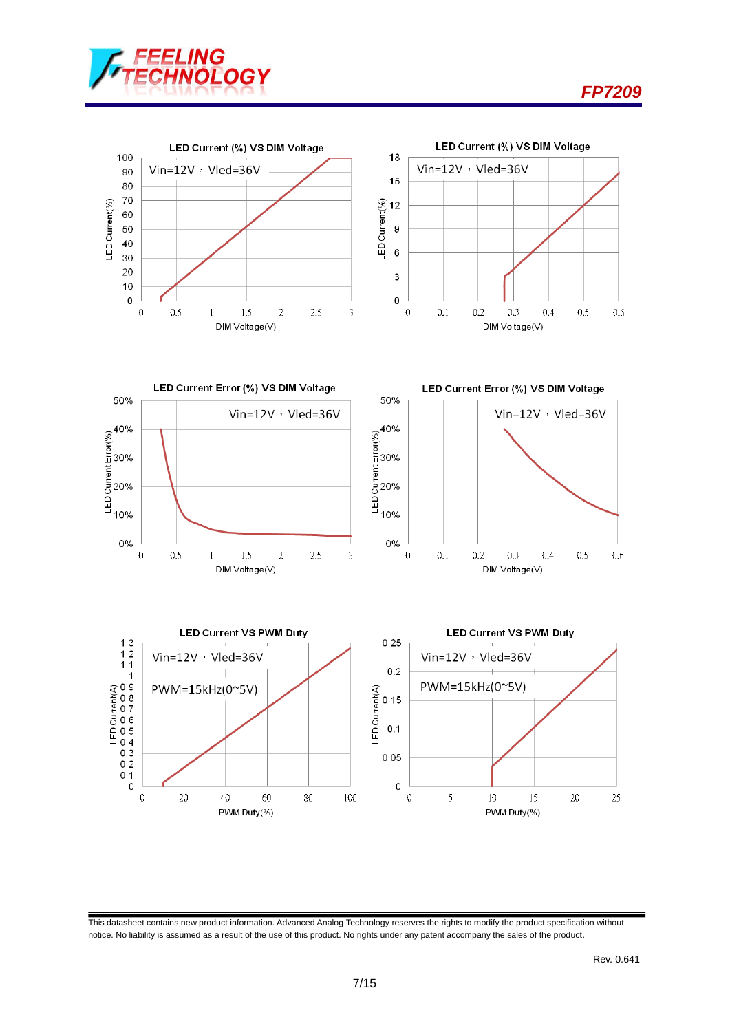LED Current (%) VS DIM Voltage

Vin=12V，Vled=36V

LED Current (%) VS DIM Voltage

Vin=12V，Vled=36V

LED Current Error (%) VS DIM Voltage

Vin=12V，Vled=36V

LED Current Error (%) VS DIM Voltage

Vin=12V，Vled=36V

LED Current VS PWM Duty

Vin=12V，Vled=36V

PWM=15kHz(0~5V)

LED Current VS PWM Duty

Vin=12V，Vled=36V

PWM=15kHz(0~5V)

This datasheet contains new product information. Advanced Analog Technology reserves the rights to modify the product specification without notice. No liability is assumed as a result of the use of this product. No rights under any patent accompany the sales of the product.

Rev. 0.641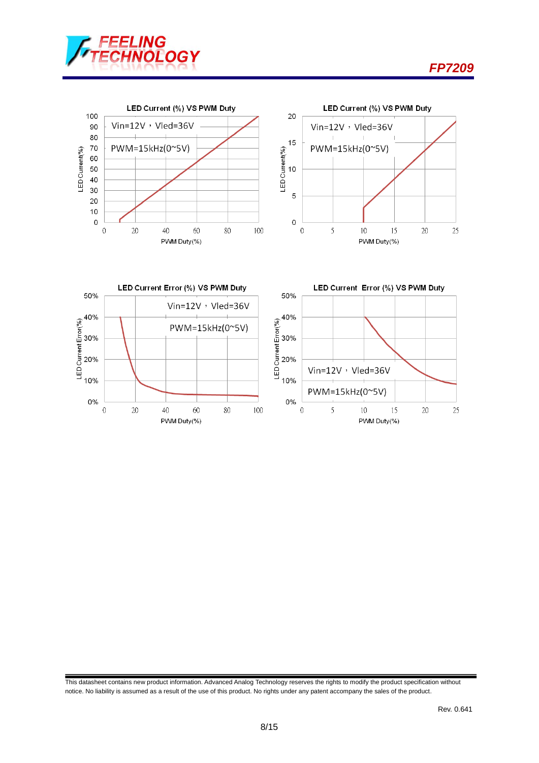LED Current (%) VS PWM Duty

Vin=12V，Vled=36V

PWM=15kHz(0~5V)

LED Current(%)

PWM Duty(%)

LED Current (%) VS PWM Duty

Vin=12V，Vled=36V

PWM=15kHz(0~5V)

LED Current(%)

PWM Duty(%)

LED Current Error (%) VS PWM Duty

Vin=12V，Vled=36V

PWM=15kHz(0~5V)

LED Current Error(%)

PWM Duty(%)

LED Current Error (%) VS PWM Duty

Vin=12V，Vled=36V

PWM=15kHz(0~5V)

LED Current Error(%)

PWM Duty(%)

This datasheet contains new product information. Advanced Analog Technology reserves the rights to modify the product specification without notice. No liability is assumed as a result of the use of this product. No rights under any patent accompany the sales of the product.

Rev. 0.641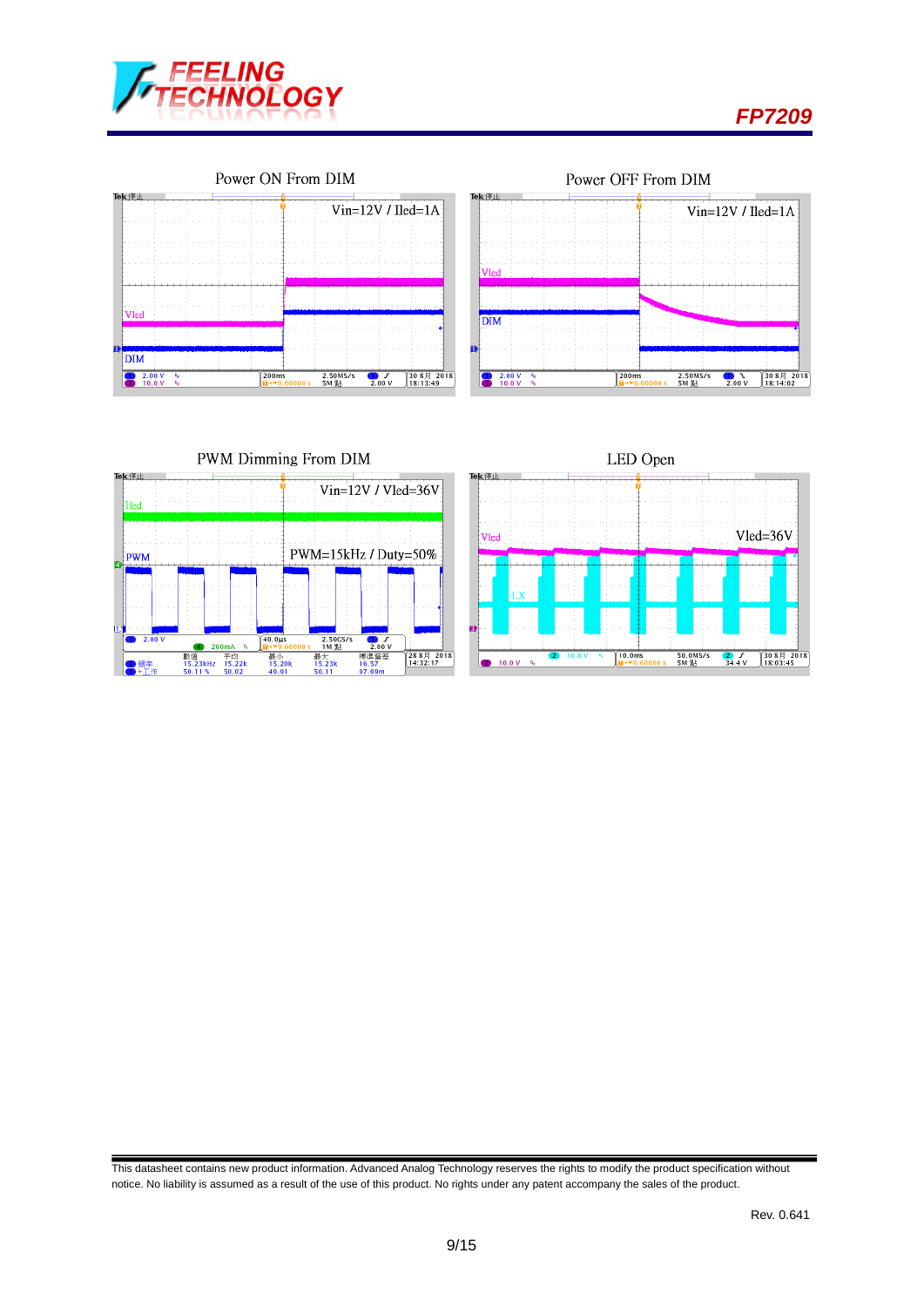Power ON From DIM

Vin=12V / Iled=1A

Power OFF From DIM

Vin=12V / Iled=1A

PWM Dimming From DIM

Vin=12V / Vled=36V

PWM=15kHz / Duty=50%

LED Open

Vled=36V

This datasheet contains new product information. Advanced Analog Technology reserves the rights to modify the product specification without notice. No liability is assumed as a result of the use of this product. No rights under any patent accompany the sales of the product.

Rev. 0.641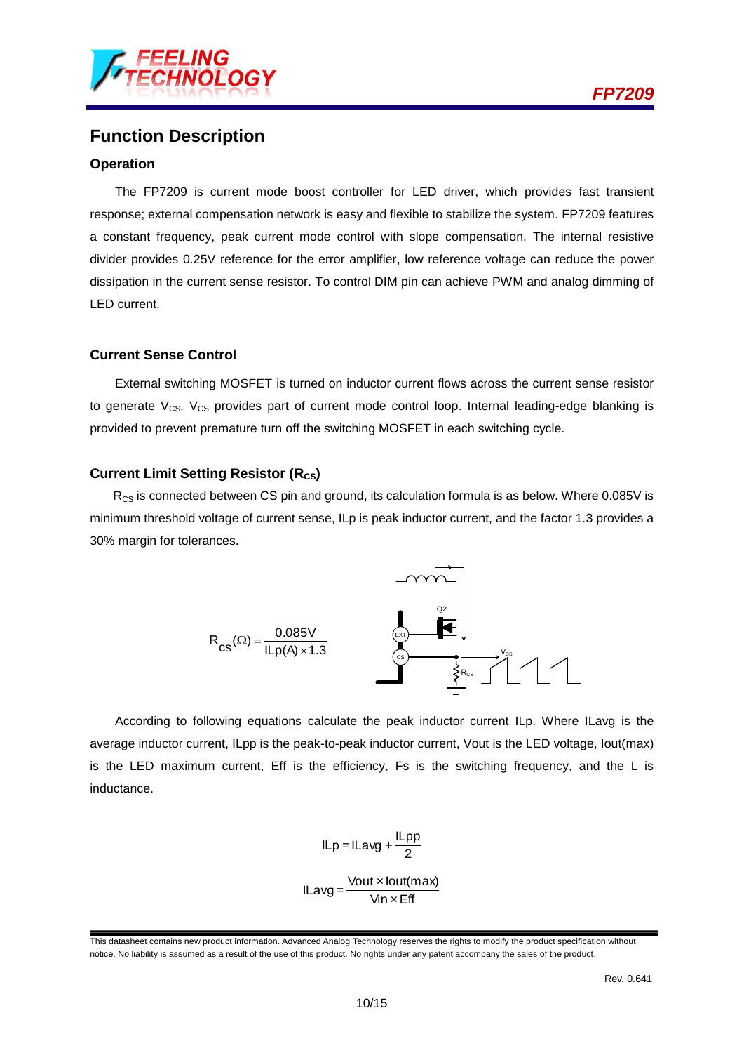## Function Description

### Operation

The FP7209 is current mode boost controller for LED driver, which provides fast transient response; external compensation network is easy and flexible to stabilize the system. FP7209 features a constant frequency, peak current mode control with slope compensation. The internal resistive divider provides 0.25V reference for the error amplifier, low reference voltage can reduce the power dissipation in the current sense resistor. To control DIM pin can achieve PWM and analog dimming of LED current.

### Current Sense Control

External switching MOSFET is turned on inductor current flows across the current sense resistor to generate $V_{CS}$. $V_{CS}$ provides part of current mode control loop. Internal leading-edge blanking is provided to prevent premature turn off the switching MOSFET in each switching cycle.

### Current Limit Setting Resistor ($R_{CS}$)

$R_{CS}$ is connected between CS pin and ground, its calculation formula is as below. Where 0.085V is minimum threshold voltage of current sense, ILp is peak inductor current, and the factor 1.3 provides a 30% margin for tolerances.

$$R_{CS}(\Omega) = \frac{0.085V}{ILp(A) \times 1.3}$$

According to following equations calculate the peak inductor current ILp. Where ILavg is the average inductor current, ILpp is the peak-to-peak inductor current, Vout is the LED voltage, Iout(max) is the LED maximum current, Eff is the efficiency, Fs is the switching frequency, and the L is inductance.

$$ILp = ILavg + \frac{ILpp}{2}$$

$$ILavg = \frac{Vout \times Iout(max)}{Vin \times Eff}$$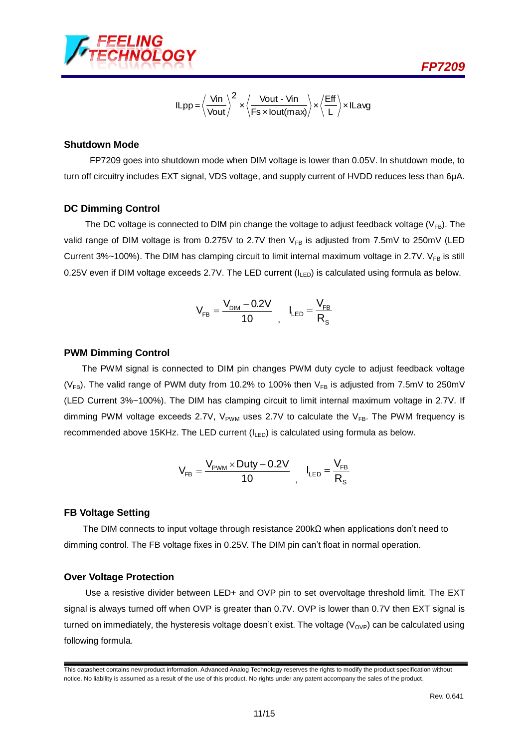$$ILpp = \left(\frac{Vin}{Vout}\right)^2 \times \left(\frac{Vout - Vin}{Fs \times Iout(max)}\right) \times \left(\frac{Eff}{L}\right) \times ILavg$$

### Shutdown Mode

FP7209 goes into shutdown mode when DIM voltage is lower than 0.05V. In shutdown mode, to turn off circuitry includes EXT signal, VDS voltage, and supply current of HVDD reduces less than 6μA.

### DC Dimming Control

The DC voltage is connected to DIM pin change the voltage to adjust feedback voltage ($V_{FB}$). The valid range of DIM voltage is from 0.275V to 2.7V then $V_{FB}$ is adjusted from 7.5mV to 250mV (LED Current 3%~100%). The DIM has clamping circuit to limit internal maximum voltage in 2.7V. $V_{FB}$ is still 0.25V even if DIM voltage exceeds 2.7V. The LED current ($I_{LED}$) is calculated using formula as below.

$$V_{FB} = \frac{V_{DIM} - 0.2V}{10} \quad , \quad I_{LED} = \frac{V_{FB}}{R_S}$$

### PWM Dimming Control

The PWM signal is connected to DIM pin changes PWM duty cycle to adjust feedback voltage ($V_{FB}$). The valid range of PWM duty from 10.2% to 100% then $V_{FB}$ is adjusted from 7.5mV to 250mV (LED Current 3%~100%). The DIM has clamping circuit to limit internal maximum voltage in 2.7V. If dimming PWM voltage exceeds 2.7V, $V_{PWM}$ uses 2.7V to calculate the $V_{FB}$. The PWM frequency is recommended above 15KHz. The LED current ($I_{LED}$) is calculated using formula as below.

$$V_{FB} = \frac{V_{PWM} \times Duty - 0.2V}{10} \quad , \quad I_{LED} = \frac{V_{FB}}{R_S}$$

### FB Voltage Setting

The DIM connects to input voltage through resistance 200kΩ when applications don't need to dimming control. The FB voltage fixes in 0.25V. The DIM pin can't float in normal operation.

### Over Voltage Protection

Use a resistive divider between LED+ and OVP pin to set overvoltage threshold limit. The EXT signal is always turned off when OVP is greater than 0.7V. OVP is lower than 0.7V then EXT signal is turned on immediately, the hysteresis voltage doesn't exist. The voltage ($V_{OVP}$) can be calculated using following formula.

This datasheet contains new product information. Advanced Analog Technology reserves the rights to modify the product specification without notice. No liability is assumed as a result of the use of this product. No rights under any patent accompany the sales of the product.

Rev. 0.641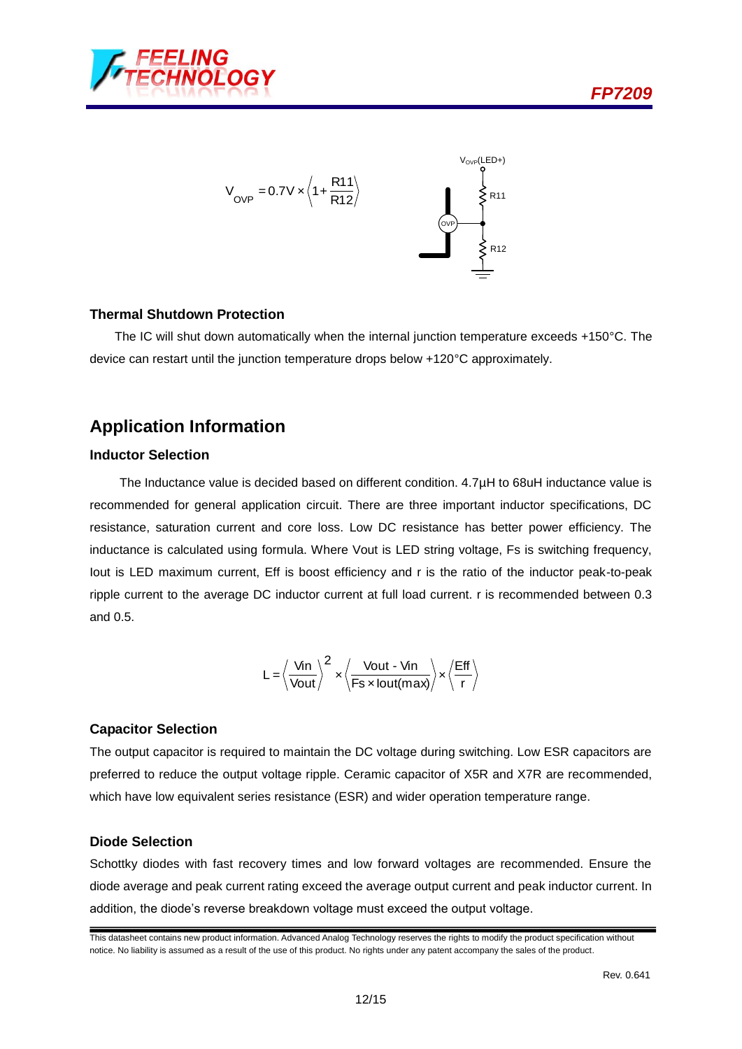$$V_{OVP} = 0.7V \times \left(1 + \frac{R11}{R12}\right)$$

### Thermal Shutdown Protection

The IC will shut down automatically when the internal junction temperature exceeds +150°C. The device can restart until the junction temperature drops below +120°C approximately.

## Application Information

### Inductor Selection

The Inductance value is decided based on different condition. 4.7μH to 68uH inductance value is recommended for general application circuit. There are three important inductor specifications, DC resistance, saturation current and core loss. Low DC resistance has better power efficiency. The inductance is calculated using formula. Where Vout is LED string voltage, Fs is switching frequency, Iout is LED maximum current, Eff is boost efficiency and r is the ratio of the inductor peak-to-peak ripple current to the average DC inductor current at full load current. r is recommended between 0.3 and 0.5.

$$L = \left(\frac{Vin}{Vout}\right)^2 \times \left(\frac{Vout - Vin}{Fs \times Iout(max)}\right) \times \left(\frac{Eff}{r}\right)$$

### Capacitor Selection

The output capacitor is required to maintain the DC voltage during switching. Low ESR capacitors are preferred to reduce the output voltage ripple. Ceramic capacitor of X5R and X7R are recommended, which have low equivalent series resistance (ESR) and wider operation temperature range.

### Diode Selection

Schottky diodes with fast recovery times and low forward voltages are recommended. Ensure the diode average and peak current rating exceed the average output current and peak inductor current. In addition, the diode's reverse breakdown voltage must exceed the output voltage.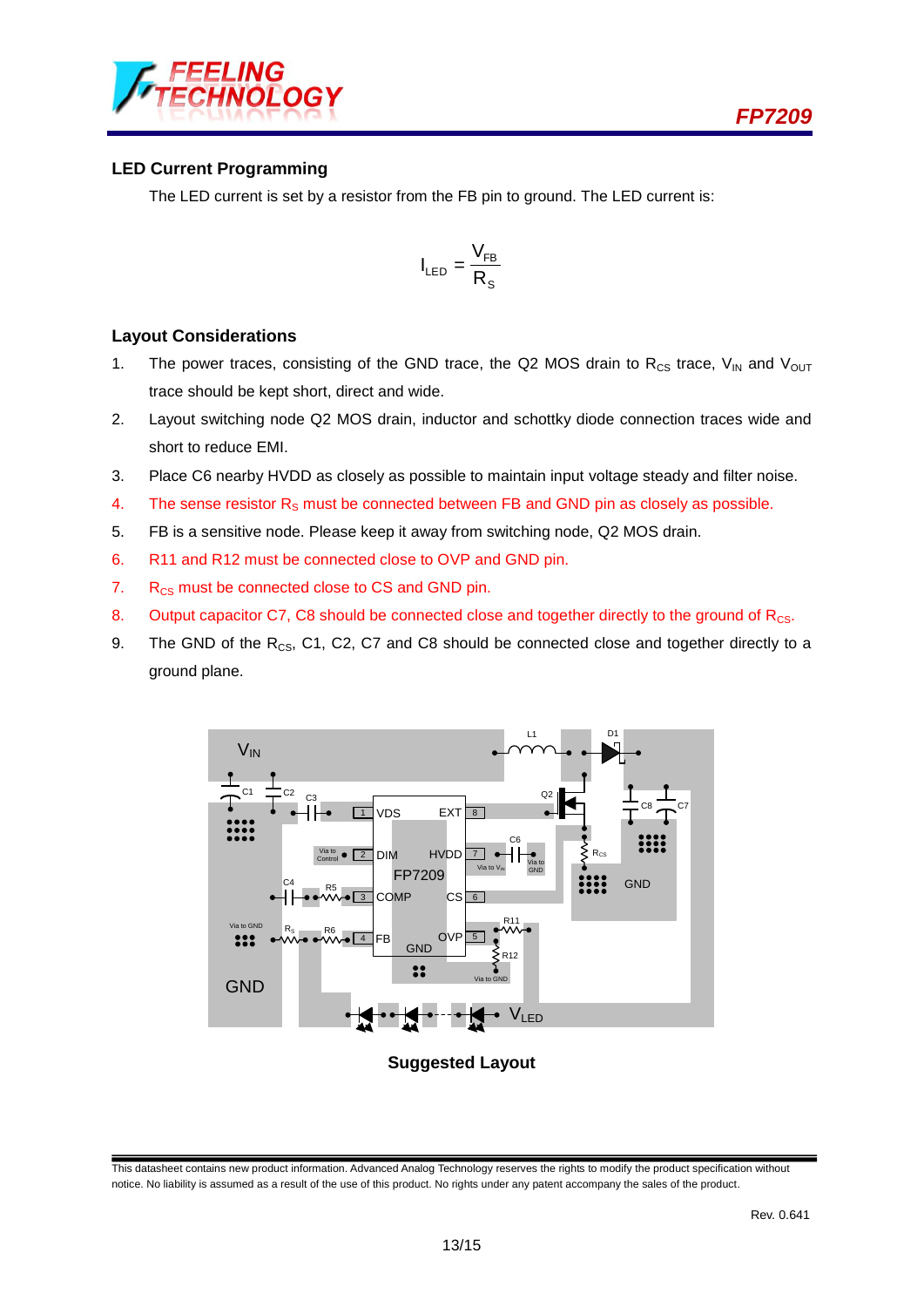## LED Current Programming

The LED current is set by a resistor from the FB pin to ground. The LED current is:

$$I_{LED} = \frac{V_{FB}}{R_S}$$

## Layout Considerations

1. The power traces, consisting of the GND trace, the Q2 MOS drain to $R_{CS}$ trace, $V_{IN}$ and $V_{OUT}$ trace should be kept short, direct and wide.
2. Layout switching node Q2 MOS drain, inductor and schottky diode connection traces wide and short to reduce EMI.
3. Place C6 nearby HVDD as closely as possible to maintain input voltage steady and filter noise.
4. The sense resistor $R_S$ must be connected between FB and GND pin as closely as possible.
5. FB is a sensitive node. Please keep it away from switching node, Q2 MOS drain.
6. R11 and R12 must be connected close to OVP and GND pin.
7. $R_{CS}$ must be connected close to CS and GND pin.
8. Output capacitor C7, C8 should be connected close and together directly to the ground of $R_{CS}$.
9. The GND of the $R_{CS}$, C1, C2, C7 and C8 should be connected close and together directly to a ground plane.

**Suggested Layout**

This datasheet contains new product information. Advanced Analog Technology reserves the rights to modify the product specification without notice. No liability is assumed as a result of the use of this product. No rights under any patent accompany the sales of the product.

Rev. 0.641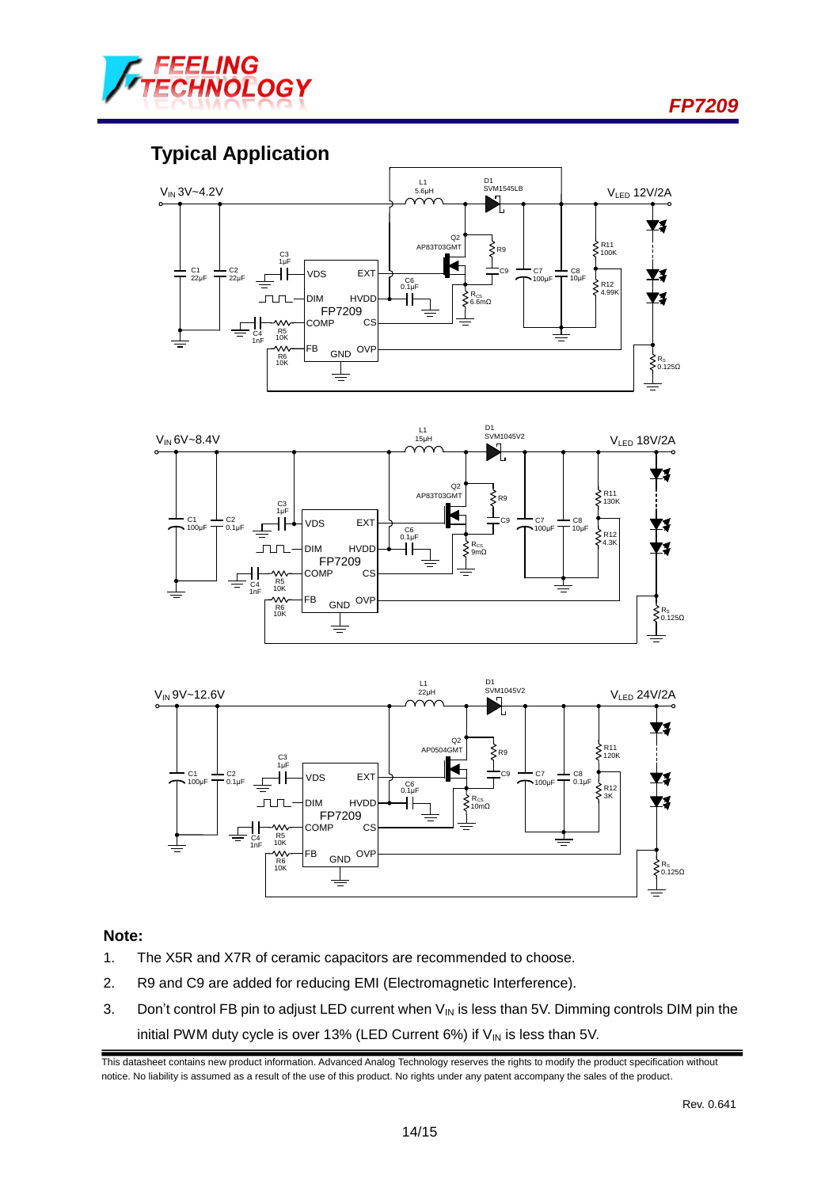## Typical Application

$V_{IN}$ 3V~4.2V — $V_{LED}$ 12V/2A

L1 5.6µH, D1 SVM1545LB, Q2 AP83T03GMT, R9, C9, C7 100µF, C8 10µF, R11 100K, R12 4.99K, C1 22µF, C2 22µF, C3 1µF, C6 0.1µF, $R_{CS}$ 6.6mΩ, C4 1nF, R5 10K, R6 10K, $R_S$ 0.125Ω, FP7209 (VDS, EXT, DIM, HVDD, COMP, CS, FB, GND, OVP)

$V_{IN}$ 6V~8.4V — $V_{LED}$ 18V/2A

L1 15µH, D1 SVM1045V2, Q2 AP83T03GMT, R9, C9, C7 100µF, C8 10µF, R11 130K, R12 4.3K, C1 100µF, C2 0.1µF, C3 1µF, C6 0.1µF, $R_{CS}$ 9mΩ, C4 1nF, R5 10K, R6 10K, $R_S$ 0.125Ω, FP7209 (VDS, EXT, DIM, HVDD, COMP, CS, FB, GND, OVP)

$V_{IN}$ 9V~12.6V — $V_{LED}$ 24V/2A

L1 22µH, D1 SVM1045V2, Q2 AP0504GMT, R9, C9, C7 100µF, C8 0.1µF, R11 120K, R12 3K, C1 100µF, C2 0.1µF, C3 1µF, C6 0.1µF, $R_{CS}$ 10mΩ, C4 1nF, R5 10K, R6 10K, $R_S$ 0.125Ω, FP7209 (VDS, EXT, DIM, HVDD, COMP, CS, FB, GND, OVP)

**Note:**

1. The X5R and X7R of ceramic capacitors are recommended to choose.
2. R9 and C9 are added for reducing EMI (Electromagnetic Interference).
3. Don't control FB pin to adjust LED current when $V_{IN}$ is less than 5V. Dimming controls DIM pin the initial PWM duty cycle is over 13% (LED Current 6%) if $V_{IN}$ is less than 5V.

This datasheet contains new product information. Advanced Analog Technology reserves the rights to modify the product specification without notice. No liability is assumed as a result of the use of this product. No rights under any patent accompany the sales of the product.

Rev. 0.641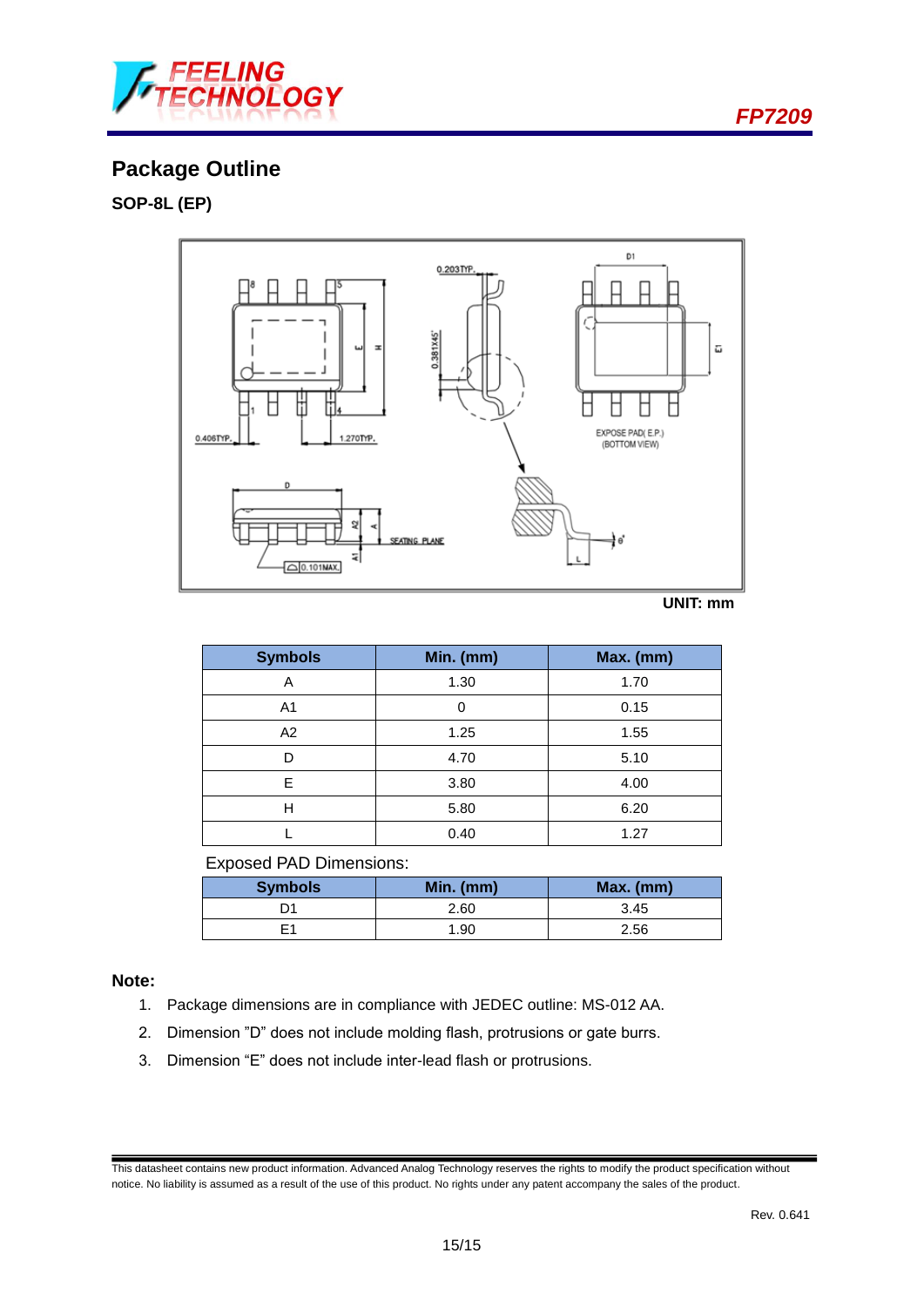## Package Outline

### SOP-8L (EP)

0.203TYP.

D1

E

H

0.381X45°

E1

0.406TYP.

1.270TYP.

EXPOSE PAD( E.P.)
(BOTTOM VIEW)

D

A2

A

SEATING PLANE

A1

0.101MAX.

L

θ°

**UNIT: mm**

| Symbols | Min. (mm) | Max. (mm) |
|---|---|---|
| A | 1.30 | 1.70 |
| A1 | 0 | 0.15 |
| A2 | 1.25 | 1.55 |
| D | 4.70 | 5.10 |
| E | 3.80 | 4.00 |
| H | 5.80 | 6.20 |
| L | 0.40 | 1.27 |

Exposed PAD Dimensions:

| Symbols | Min. (mm) | Max. (mm) |
|---|---|---|
| D1 | 2.60 | 3.45 |
| E1 | 1.90 | 2.56 |

**Note:**

1. Package dimensions are in compliance with JEDEC outline: MS-012 AA.
2. Dimension "D" does not include molding flash, protrusions or gate burrs.
3. Dimension "E" does not include inter-lead flash or protrusions.

This datasheet contains new product information. Advanced Analog Technology reserves the rights to modify the product specification without notice. No liability is assumed as a result of the use of this product. No rights under any patent accompany the sales of the product.

Rev. 0.641